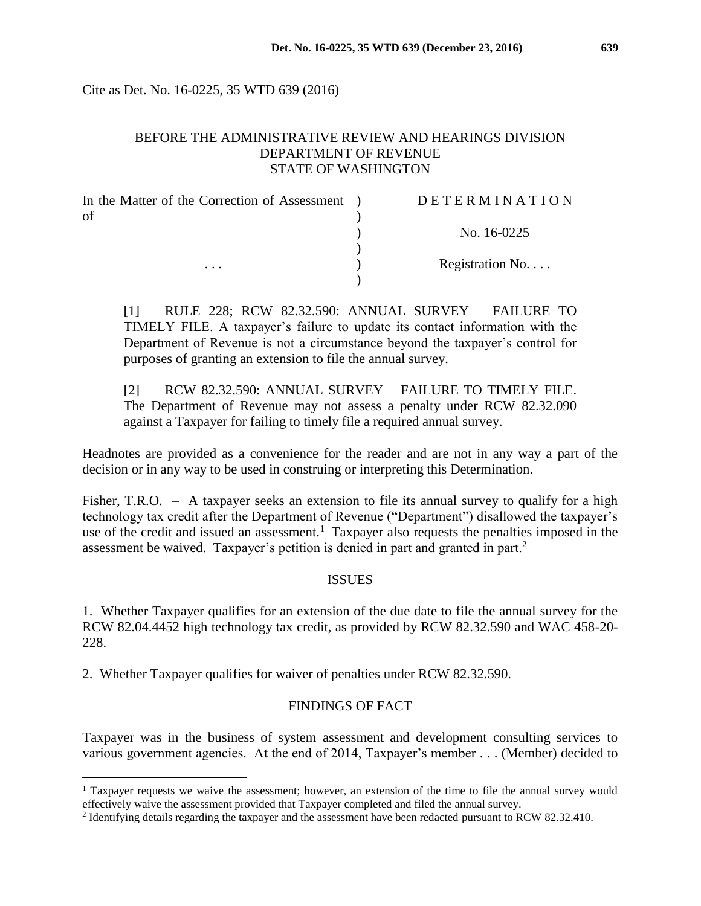Cite as Det. No. 16-0225, 35 WTD 639 (2016)

BEFORE THE ADMINISTRATIVE REVIEW AND HEARINGS DIVISION
DEPARTMENT OF REVENUE
STATE OF WASHINGTON

| | | |
|---|---|---|
| In the Matter of the Correction of Assessment of | ) | D E T E R M I N A T I O N |
| | ) | No. 16-0225 |
| . . . | ) | Registration No. . . . |

[1] RULE 228; RCW 82.32.590: ANNUAL SURVEY – FAILURE TO TIMELY FILE. A taxpayer's failure to update its contact information with the Department of Revenue is not a circumstance beyond the taxpayer's control for purposes of granting an extension to file the annual survey.

[2] RCW 82.32.590: ANNUAL SURVEY – FAILURE TO TIMELY FILE. The Department of Revenue may not assess a penalty under RCW 82.32.090 against a Taxpayer for failing to timely file a required annual survey.

Headnotes are provided as a convenience for the reader and are not in any way a part of the decision or in any way to be used in construing or interpreting this Determination.

Fisher, T.R.O. – A taxpayer seeks an extension to file its annual survey to qualify for a high technology tax credit after the Department of Revenue ("Department") disallowed the taxpayer's use of the credit and issued an assessment.[1] Taxpayer also requests the penalties imposed in the assessment be waived. Taxpayer's petition is denied in part and granted in part.[2]

## ISSUES

1. Whether Taxpayer qualifies for an extension of the due date to file the annual survey for the RCW 82.04.4452 high technology tax credit, as provided by RCW 82.32.590 and WAC 458-20-228.

2. Whether Taxpayer qualifies for waiver of penalties under RCW 82.32.590.

## FINDINGS OF FACT

Taxpayer was in the business of system assessment and development consulting services to various government agencies. At the end of 2014, Taxpayer's member . . . (Member) decided to

[1] Taxpayer requests we waive the assessment; however, an extension of the time to file the annual survey would effectively waive the assessment provided that Taxpayer completed and filed the annual survey.

[2] Identifying details regarding the taxpayer and the assessment have been redacted pursuant to RCW 82.32.410.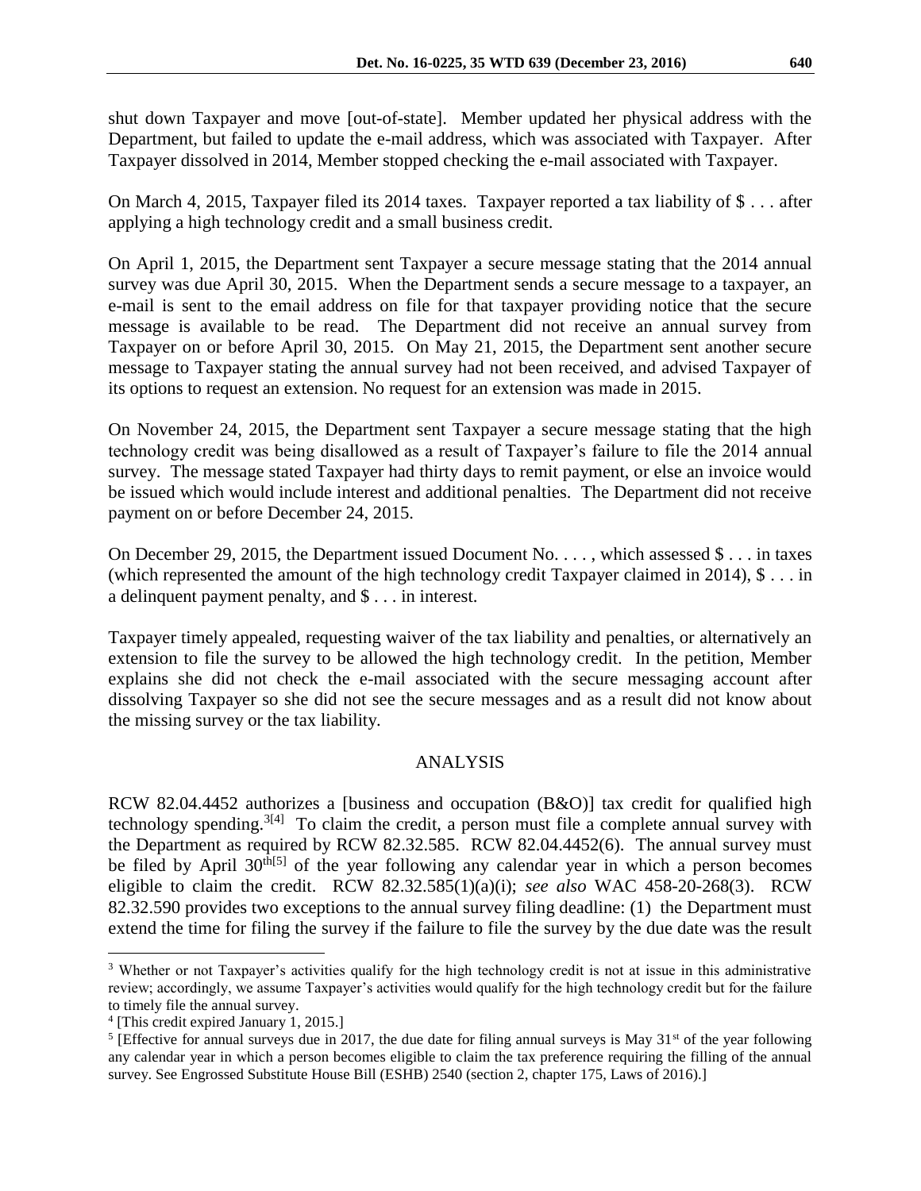shut down Taxpayer and move [out-of-state]. Member updated her physical address with the Department, but failed to update the e-mail address, which was associated with Taxpayer. After Taxpayer dissolved in 2014, Member stopped checking the e-mail associated with Taxpayer.

On March 4, 2015, Taxpayer filed its 2014 taxes. Taxpayer reported a tax liability of $ . . . after applying a high technology credit and a small business credit.

On April 1, 2015, the Department sent Taxpayer a secure message stating that the 2014 annual survey was due April 30, 2015. When the Department sends a secure message to a taxpayer, an e-mail is sent to the email address on file for that taxpayer providing notice that the secure message is available to be read. The Department did not receive an annual survey from Taxpayer on or before April 30, 2015. On May 21, 2015, the Department sent another secure message to Taxpayer stating the annual survey had not been received, and advised Taxpayer of its options to request an extension. No request for an extension was made in 2015.

On November 24, 2015, the Department sent Taxpayer a secure message stating that the high technology credit was being disallowed as a result of Taxpayer's failure to file the 2014 annual survey. The message stated Taxpayer had thirty days to remit payment, or else an invoice would be issued which would include interest and additional penalties. The Department did not receive payment on or before December 24, 2015.

On December 29, 2015, the Department issued Document No. . . . , which assessed $ . . . in taxes (which represented the amount of the high technology credit Taxpayer claimed in 2014), $ . . . in a delinquent payment penalty, and $ . . . in interest.

Taxpayer timely appealed, requesting waiver of the tax liability and penalties, or alternatively an extension to file the survey to be allowed the high technology credit. In the petition, Member explains she did not check the e-mail associated with the secure messaging account after dissolving Taxpayer so she did not see the secure messages and as a result did not know about the missing survey or the tax liability.

## ANALYSIS

RCW 82.04.4452 authorizes a [business and occupation (B&O)] tax credit for qualified high technology spending.[3][4] To claim the credit, a person must file a complete annual survey with the Department as required by RCW 82.32.585. RCW 82.04.4452(6). The annual survey must be filed by April 30th[5] of the year following any calendar year in which a person becomes eligible to claim the credit. RCW 82.32.585(1)(a)(i); *see also* WAC 458-20-268(3). RCW 82.32.590 provides two exceptions to the annual survey filing deadline: (1) the Department must extend the time for filing the survey if the failure to file the survey by the due date was the result

---

[3] Whether or not Taxpayer's activities qualify for the high technology credit is not at issue in this administrative review; accordingly, we assume Taxpayer's activities would qualify for the high technology credit but for the failure to timely file the annual survey.

[4] [This credit expired January 1, 2015.]

[5] [Effective for annual surveys due in 2017, the due date for filing annual surveys is May 31st of the year following any calendar year in which a person becomes eligible to claim the tax preference requiring the filling of the annual survey. See Engrossed Substitute House Bill (ESHB) 2540 (section 2, chapter 175, Laws of 2016).]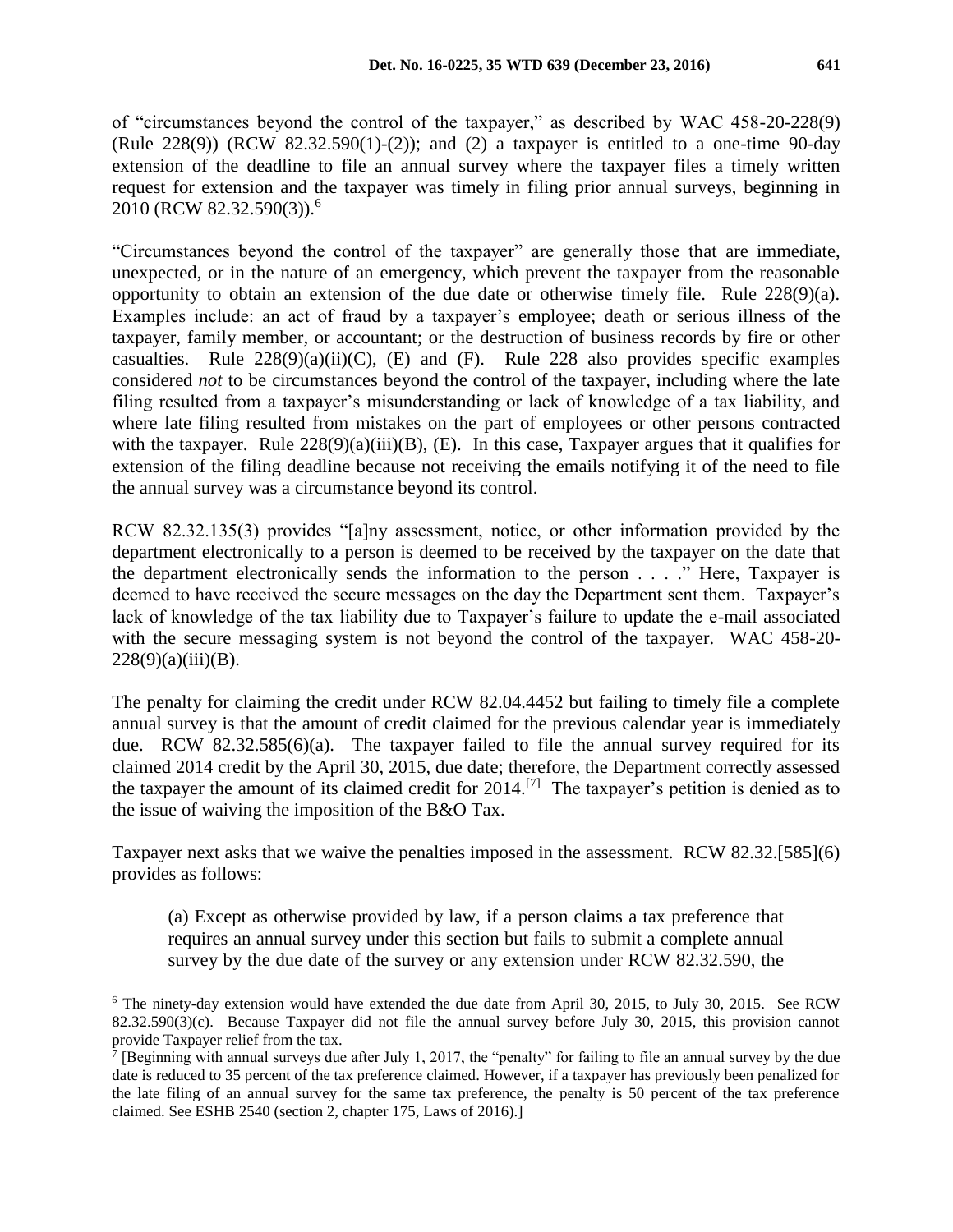of "circumstances beyond the control of the taxpayer," as described by WAC 458-20-228(9) (Rule 228(9)) (RCW 82.32.590(1)-(2)); and (2) a taxpayer is entitled to a one-time 90-day extension of the deadline to file an annual survey where the taxpayer files a timely written request for extension and the taxpayer was timely in filing prior annual surveys, beginning in 2010 (RCW 82.32.590(3)).[6]

"Circumstances beyond the control of the taxpayer" are generally those that are immediate, unexpected, or in the nature of an emergency, which prevent the taxpayer from the reasonable opportunity to obtain an extension of the due date or otherwise timely file. Rule 228(9)(a). Examples include: an act of fraud by a taxpayer's employee; death or serious illness of the taxpayer, family member, or accountant; or the destruction of business records by fire or other casualties. Rule 228(9)(a)(ii)(C), (E) and (F). Rule 228 also provides specific examples considered *not* to be circumstances beyond the control of the taxpayer, including where the late filing resulted from a taxpayer's misunderstanding or lack of knowledge of a tax liability, and where late filing resulted from mistakes on the part of employees or other persons contracted with the taxpayer. Rule 228(9)(a)(iii)(B), (E). In this case, Taxpayer argues that it qualifies for extension of the filing deadline because not receiving the emails notifying it of the need to file the annual survey was a circumstance beyond its control.

RCW 82.32.135(3) provides "[a]ny assessment, notice, or other information provided by the department electronically to a person is deemed to be received by the taxpayer on the date that the department electronically sends the information to the person . . . ." Here, Taxpayer is deemed to have received the secure messages on the day the Department sent them. Taxpayer's lack of knowledge of the tax liability due to Taxpayer's failure to update the e-mail associated with the secure messaging system is not beyond the control of the taxpayer. WAC 458-20-228(9)(a)(iii)(B).

The penalty for claiming the credit under RCW 82.04.4452 but failing to timely file a complete annual survey is that the amount of credit claimed for the previous calendar year is immediately due. RCW 82.32.585(6)(a). The taxpayer failed to file the annual survey required for its claimed 2014 credit by the April 30, 2015, due date; therefore, the Department correctly assessed the taxpayer the amount of its claimed credit for 2014.[7] The taxpayer's petition is denied as to the issue of waiving the imposition of the B&O Tax.

Taxpayer next asks that we waive the penalties imposed in the assessment. RCW 82.32.[585](6) provides as follows:

> (a) Except as otherwise provided by law, if a person claims a tax preference that requires an annual survey under this section but fails to submit a complete annual survey by the due date of the survey or any extension under RCW 82.32.590, the

---

[6] The ninety-day extension would have extended the due date from April 30, 2015, to July 30, 2015. See RCW 82.32.590(3)(c). Because Taxpayer did not file the annual survey before July 30, 2015, this provision cannot provide Taxpayer relief from the tax.

[7] [Beginning with annual surveys due after July 1, 2017, the "penalty" for failing to file an annual survey by the due date is reduced to 35 percent of the tax preference claimed. However, if a taxpayer has previously been penalized for the late filing of an annual survey for the same tax preference, the penalty is 50 percent of the tax preference claimed. See ESHB 2540 (section 2, chapter 175, Laws of 2016).]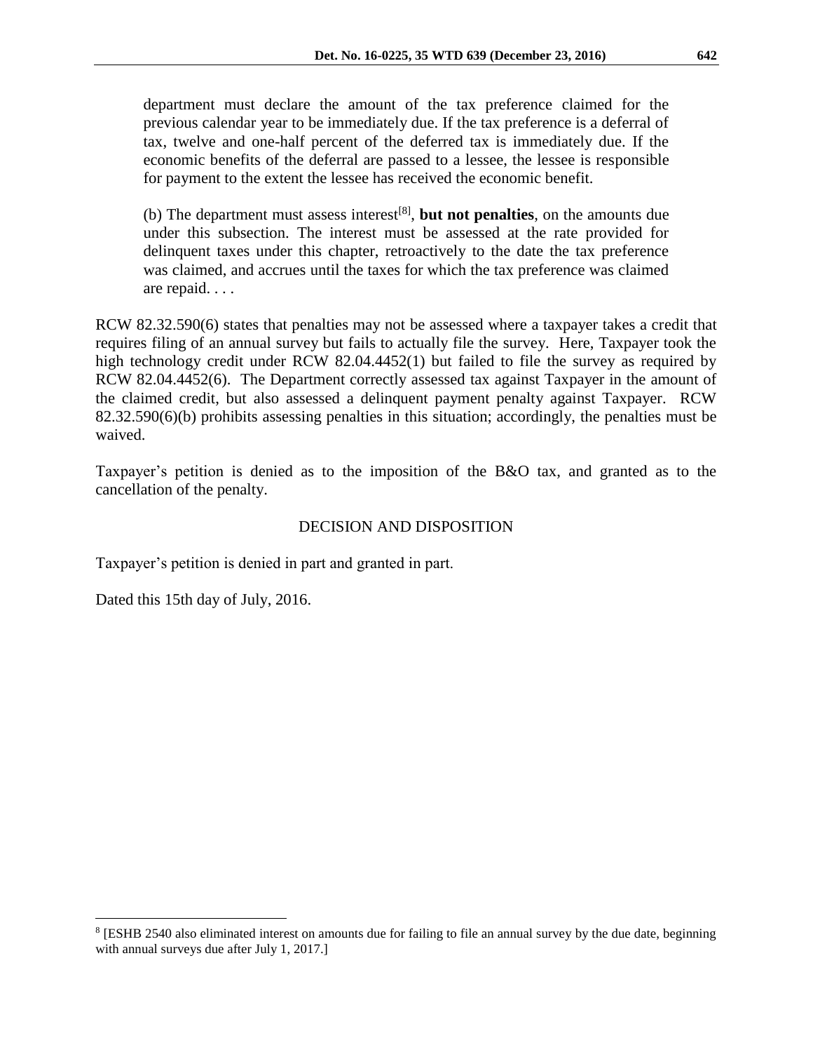> department must declare the amount of the tax preference claimed for the previous calendar year to be immediately due. If the tax preference is a deferral of tax, twelve and one-half percent of the deferred tax is immediately due. If the economic benefits of the deferral are passed to a lessee, the lessee is responsible for payment to the extent the lessee has received the economic benefit.
>
> (b) The department must assess interest[8], **but not penalties**, on the amounts due under this subsection. The interest must be assessed at the rate provided for delinquent taxes under this chapter, retroactively to the date the tax preference was claimed, and accrues until the taxes for which the tax preference was claimed are repaid. . . .

RCW 82.32.590(6) states that penalties may not be assessed where a taxpayer takes a credit that requires filing of an annual survey but fails to actually file the survey. Here, Taxpayer took the high technology credit under RCW 82.04.4452(1) but failed to file the survey as required by RCW 82.04.4452(6). The Department correctly assessed tax against Taxpayer in the amount of the claimed credit, but also assessed a delinquent payment penalty against Taxpayer. RCW 82.32.590(6)(b) prohibits assessing penalties in this situation; accordingly, the penalties must be waived.

Taxpayer's petition is denied as to the imposition of the B&O tax, and granted as to the cancellation of the penalty.

## DECISION AND DISPOSITION

Taxpayer's petition is denied in part and granted in part.

Dated this 15th day of July, 2016.

---

[8] [ESHB 2540 also eliminated interest on amounts due for failing to file an annual survey by the due date, beginning with annual surveys due after July 1, 2017.]